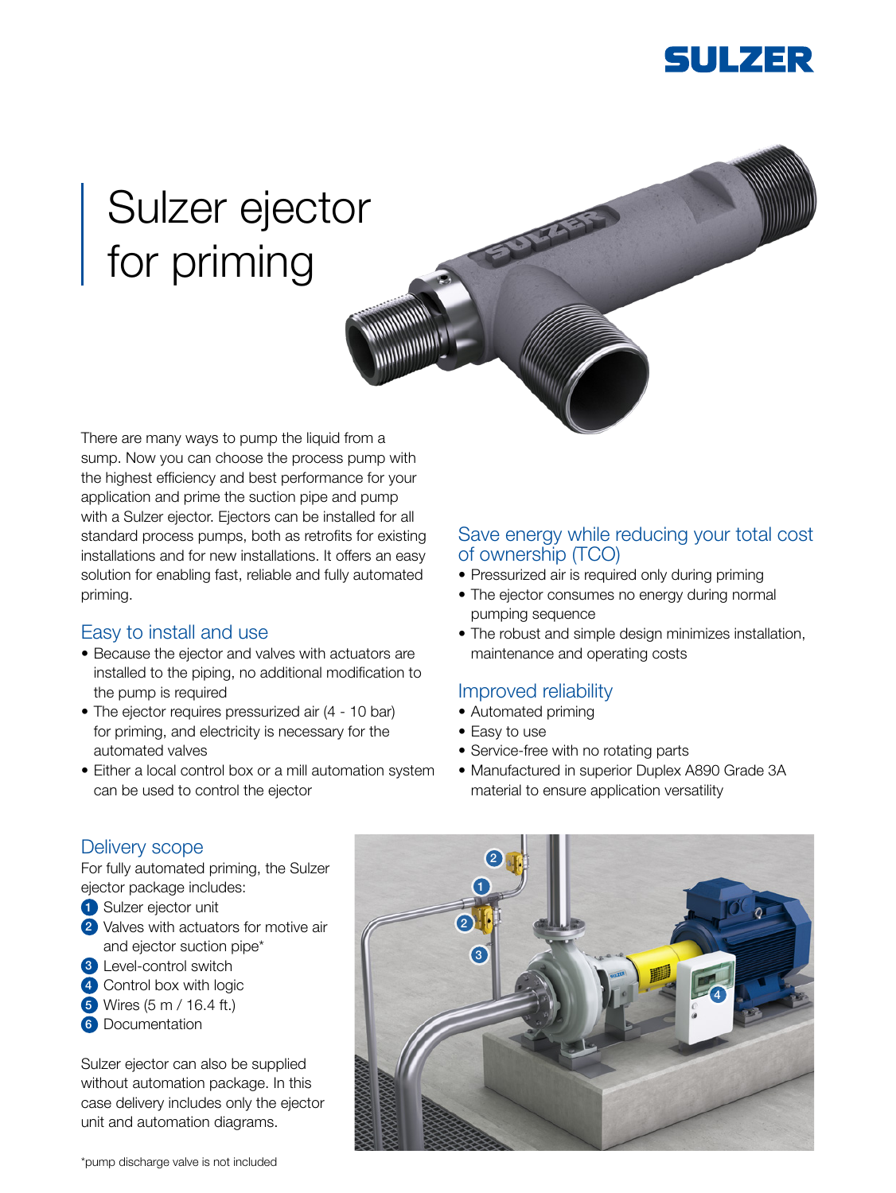# Sulzer ejector for priming

There are many ways to pump the liquid from a sump. Now you can choose the process pump with the highest efficiency and best performance for your application and prime the suction pipe and pump with a Sulzer ejector. Ejectors can be installed for all standard process pumps, both as retrofits for existing installations and for new installations. It offers an easy solution for enabling fast, reliable and fully automated priming.

## Easy to install and use

- Because the ejector and valves with actuators are installed to the piping, no additional modification to the pump is required
- The ejector requires pressurized air (4 - 10 bar) for priming, and electricity is necessary for the automated valves
- Either a local control box or a mill automation system can be used to control the ejector

## Save energy while reducing your total cost of ownership (TCO)

- Pressurized air is required only during priming
- The ejector consumes no energy during normal pumping sequence
- The robust and simple design minimizes installation, maintenance and operating costs

## Improved reliability

- Automated priming
- Easy to use
- Service-free with no rotating parts
- Manufactured in superior Duplex A890 Grade 3A material to ensure application versatility

## Delivery scope

For fully automated priming, the Sulzer ejector package includes:

1. Sulzer ejector unit
2. Valves with actuators for motive air and ejector suction pipe*
3. Level-control switch
4. Control box with logic
5. Wires (5 m / 16.4 ft.)
6. Documentation

Sulzer ejector can also be supplied without automation package. In this case delivery includes only the ejector unit and automation diagrams.

*pump discharge valve is not included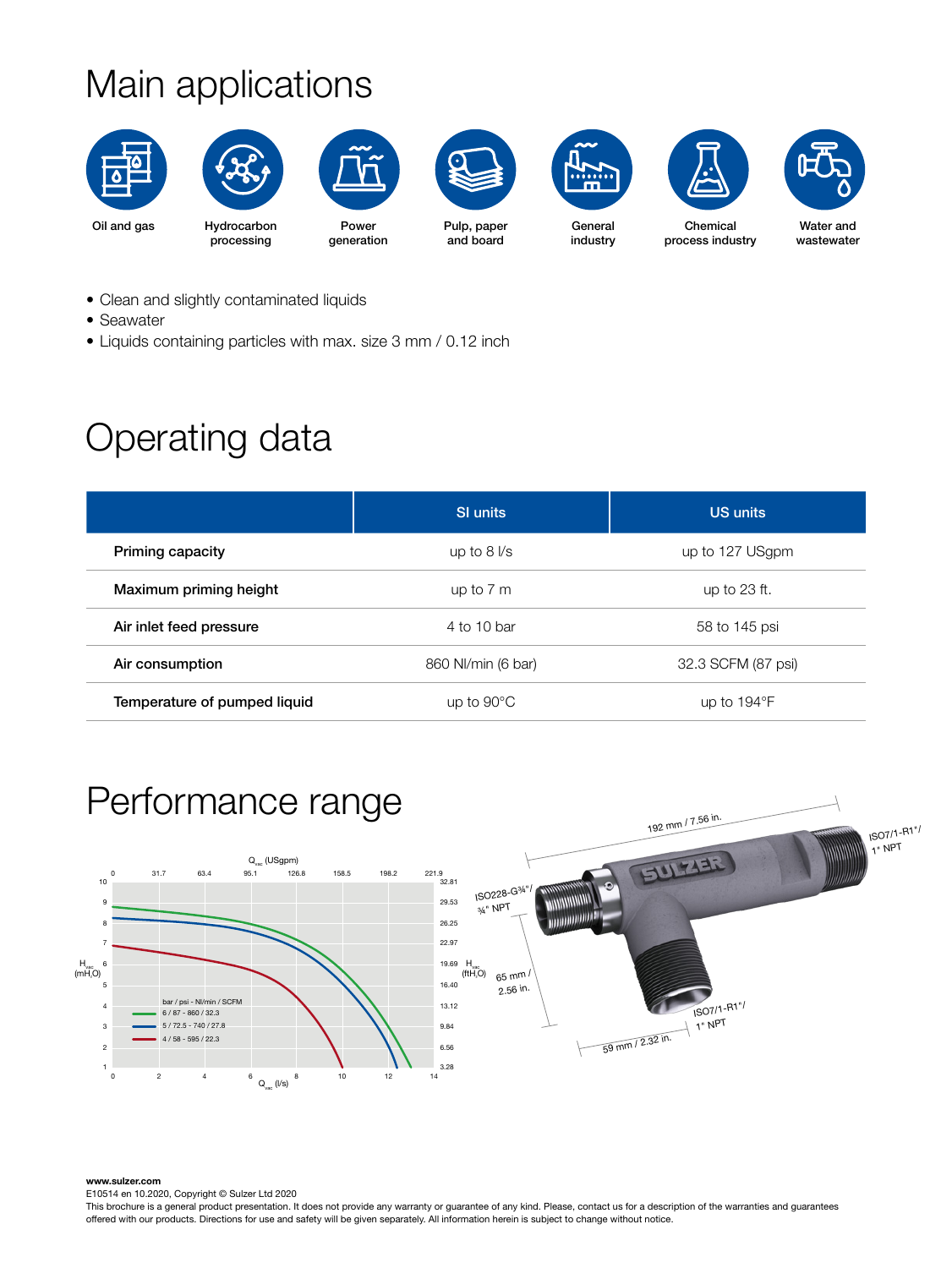# Main applications

Oil and gas

Hydrocarbon processing

Power generation

Pulp, paper and board

General industry

Chemical process industry

Water and wastewater

- Clean and slightly contaminated liquids
- Seawater
- Liquids containing particles with max. size 3 mm / 0.12 inch

# Operating data

| | SI units | US units |
|---|---|---|
| **Priming capacity** | up to 8 l/s | up to 127 USgpm |
| **Maximum priming height** | up to 7 m | up to 23 ft. |
| **Air inlet feed pressure** | 4 to 10 bar | 58 to 145 psi |
| **Air consumption** | 860 Nl/min (6 bar) | 32.3 SCFM (87 psi) |
| **Temperature of pumped liquid** | up to 90°C | up to 194°F |

# Performance range

$Q_{vac}$ (USgpm)

0 31.7 63.4 95.1 126.8 158.5 198.2 221.9

$H_{vac}$ ($mH_2O$)

10 9 8 7 6 5 4 3 2 1

$H_{vac}$ ($ftH_2O$)

32.81 29.53 26.25 22.97 19.69 16.40 13.12 9.84 6.56 3.28

$Q_{vac}$ (l/s)

0 2 4 6 8 10 12 14

bar / psi - Nl/min / SCFM

6 / 87 - 860 / 32.3

5 / 72.5 - 740 / 27.8

4 / 58 - 595 / 22.3

192 mm / 7.56 in.

ISO7/1-R1"/ 1" NPT

ISO228-G¾"/ ¾" NPT

65 mm / 2.56 in.

ISO7/1-R1"/ 1" NPT

59 mm / 2.32 in.

SULZER

**www.sulzer.com**

E10514 en 10.2020, Copyright © Sulzer Ltd 2020

This brochure is a general product presentation. It does not provide any warranty or guarantee of any kind. Please, contact us for a description of the warranties and guarantees offered with our products. Directions for use and safety will be given separately. All information herein is subject to change without notice.